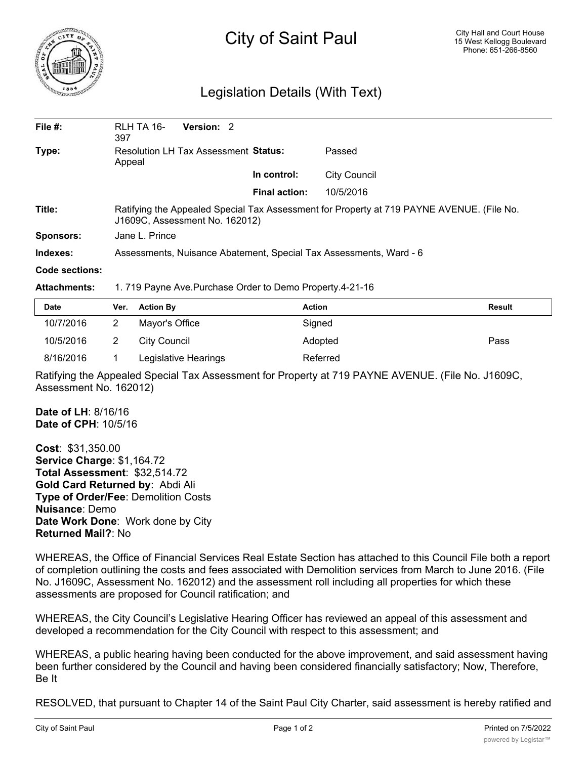# City of Saint Paul

City Hall and Court House
15 West Kellogg Boulevard
Phone: 651-266-8560

## Legislation Details (With Text)

| | | | |
|---|---|---|---|
| **File #:** | RLH TA 16-397 **Version:** 2 | | |
| **Type:** | Resolution LH Tax Assessment Appeal | **Status:** | Passed |
| | | **In control:** | City Council |
| | | **Final action:** | 10/5/2016 |
| **Title:** | Ratifying the Appealed Special Tax Assessment for Property at 719 PAYNE AVENUE. (File No. J1609C, Assessment No. 162012) | | |
| **Sponsors:** | Jane L. Prince | | |
| **Indexes:** | Assessments, Nuisance Abatement, Special Tax Assessments, Ward - 6 | | |
| **Code sections:** | | | |
| **Attachments:** | 1. 719 Payne Ave.Purchase Order to Demo Property.4-21-16 | | |

| Date | Ver. | Action By | Action | Result |
|---|---|---|---|---|
| 10/7/2016 | 2 | Mayor's Office | Signed | |
| 10/5/2016 | 2 | City Council | Adopted | Pass |
| 8/16/2016 | 1 | Legislative Hearings | Referred | |

Ratifying the Appealed Special Tax Assessment for Property at 719 PAYNE AVENUE. (File No. J1609C, Assessment No. 162012)

**Date of LH**: 8/16/16
**Date of CPH**: 10/5/16

**Cost**: $31,350.00
**Service Charge**: $1,164.72
**Total Assessment**: $32,514.72
**Gold Card Returned by**: Abdi Ali
**Type of Order/Fee**: Demolition Costs
**Nuisance**: Demo
**Date Work Done**: Work done by City
**Returned Mail?**: No

WHEREAS, the Office of Financial Services Real Estate Section has attached to this Council File both a report of completion outlining the costs and fees associated with Demolition services from March to June 2016. (File No. J1609C, Assessment No. 162012) and the assessment roll including all properties for which these assessments are proposed for Council ratification; and

WHEREAS, the City Council's Legislative Hearing Officer has reviewed an appeal of this assessment and developed a recommendation for the City Council with respect to this assessment; and

WHEREAS, a public hearing having been conducted for the above improvement, and said assessment having been further considered by the Council and having been considered financially satisfactory; Now, Therefore, Be It

RESOLVED, that pursuant to Chapter 14 of the Saint Paul City Charter, said assessment is hereby ratified and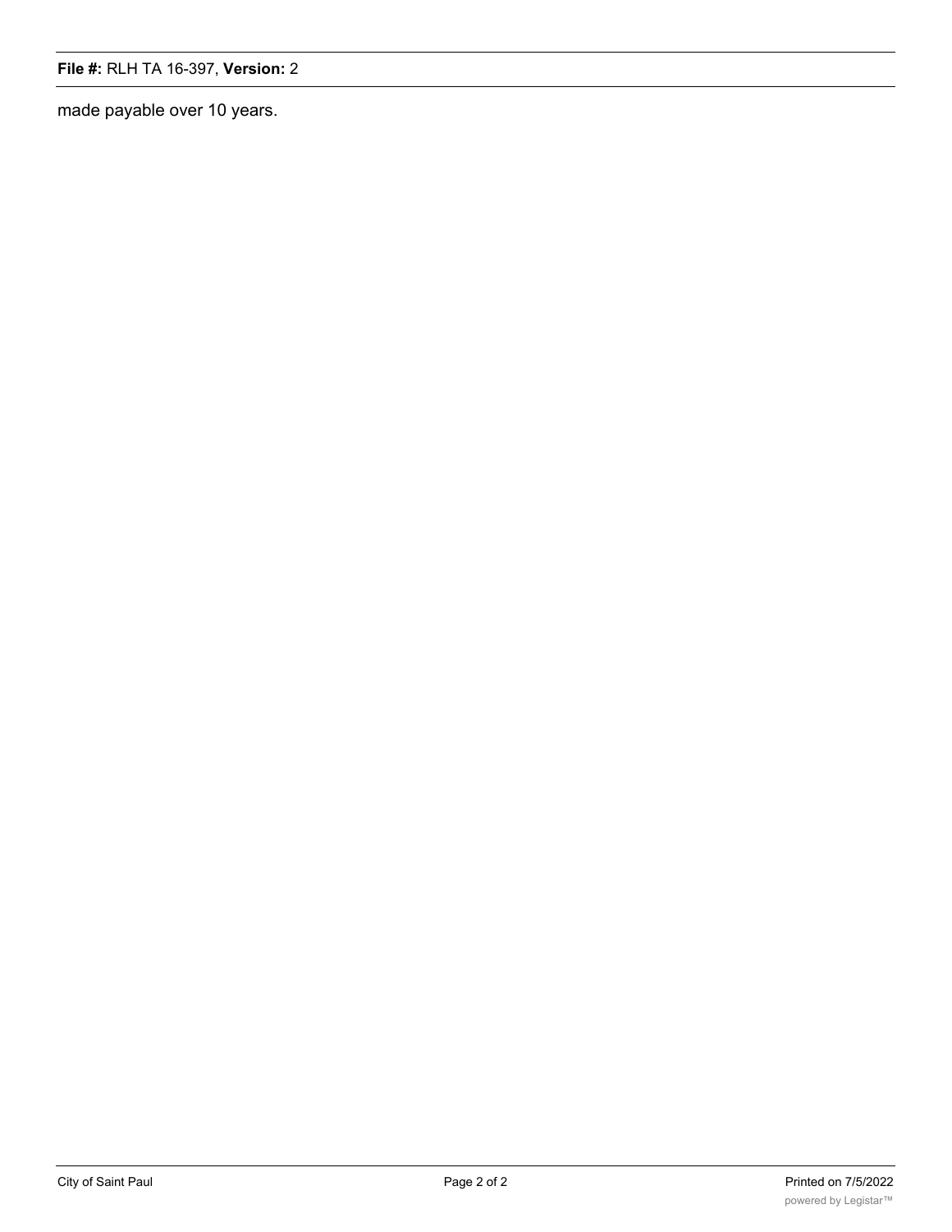made payable over 10 years.